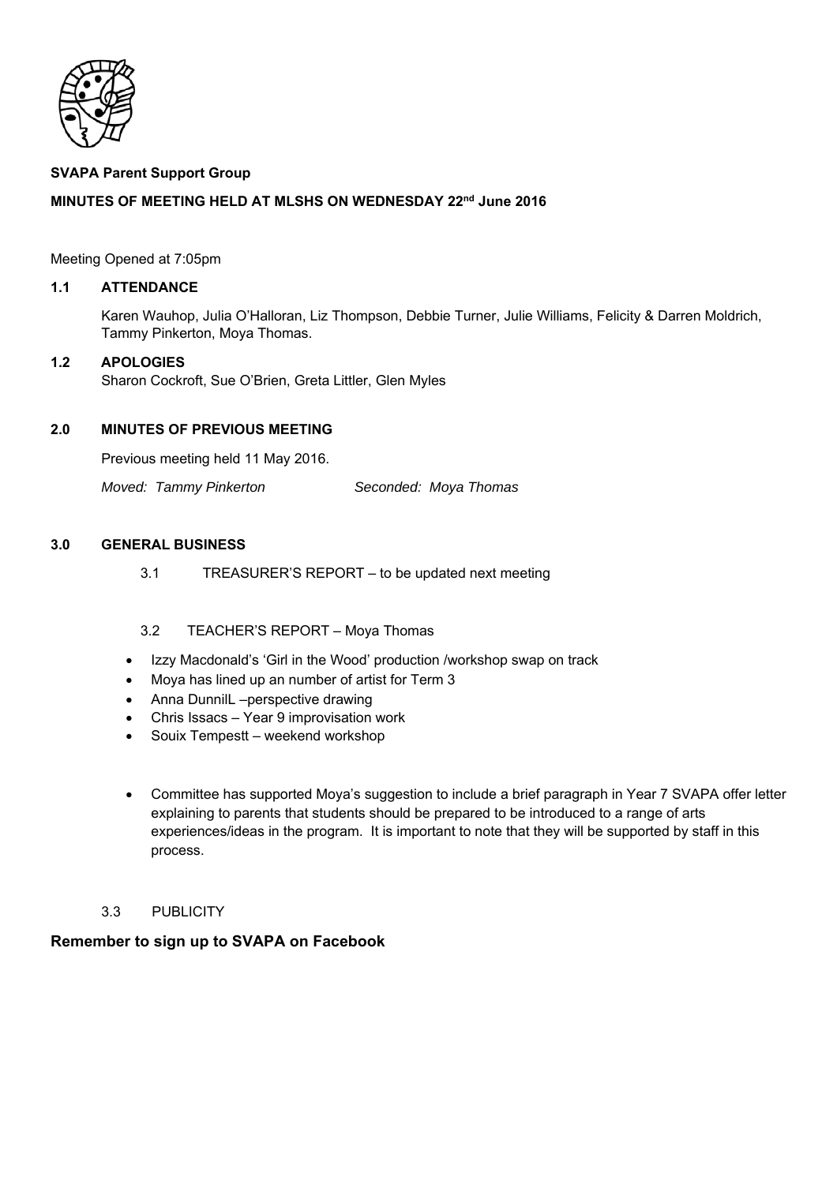**SVAPA Parent Support Group**

**MINUTES OF MEETING HELD AT MLSHS ON WEDNESDAY 22nd June 2016**

Meeting Opened at 7:05pm

## 1.1 ATTENDANCE

Karen Wauhop, Julia O'Halloran, Liz Thompson, Debbie Turner, Julie Williams, Felicity & Darren Moldrich, Tammy Pinkerton, Moya Thomas.

## 1.2 APOLOGIES

Sharon Cockroft, Sue O'Brien, Greta Littler, Glen Myles

## 2.0 MINUTES OF PREVIOUS MEETING

Previous meeting held 11 May 2016.

*Moved: Tammy Pinkerton* *Seconded: Moya Thomas*

## 3.0 GENERAL BUSINESS

3.1 TREASURER'S REPORT – to be updated next meeting

3.2 TEACHER'S REPORT – Moya Thomas

- Izzy Macdonald's 'Girl in the Wood' production /workshop swap on track
- Moya has lined up an number of artist for Term 3
- Anna DunnilL –perspective drawing
- Chris Issacs – Year 9 improvisation work
- Souix Tempestt – weekend workshop

- Committee has supported Moya's suggestion to include a brief paragraph in Year 7 SVAPA offer letter explaining to parents that students should be prepared to be introduced to a range of arts experiences/ideas in the program. It is important to note that they will be supported by staff in this process.

3.3 PUBLICITY

**Remember to sign up to SVAPA on Facebook**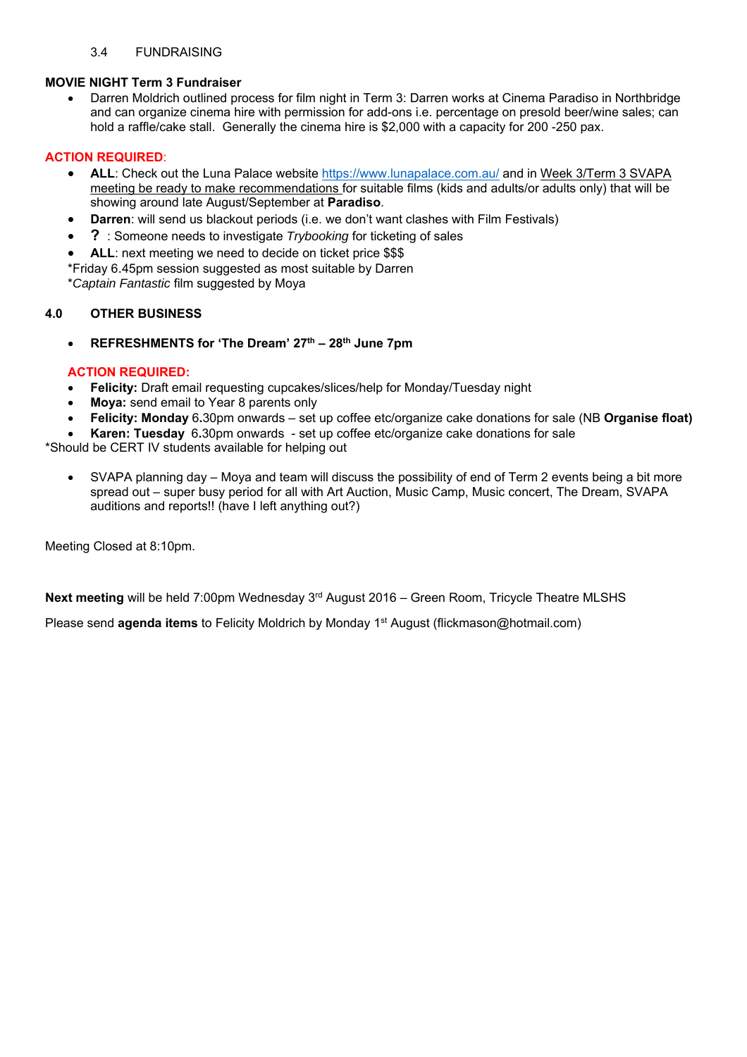### 3.4 FUNDRAISING

**MOVIE NIGHT Term 3 Fundraiser**

- Darren Moldrich outlined process for film night in Term 3: Darren works at Cinema Paradiso in Northbridge and can organize cinema hire with permission for add-ons i.e. percentage on presold beer/wine sales; can hold a raffle/cake stall. Generally the cinema hire is $2,000 with a capacity for 200 -250 pax.

**ACTION REQUIRED**:

- **ALL**: Check out the Luna Palace website https://www.lunapalace.com.au/ and in Week 3/Term 3 SVAPA meeting be ready to make recommendations for suitable films (kids and adults/or adults only) that will be showing around late August/September at **Paradiso**.
- **Darren**: will send us blackout periods (i.e. we don't want clashes with Film Festivals)
- **?** : Someone needs to investigate *Trybooking* for ticketing of sales
- **ALL**: next meeting we need to decide on ticket price $$$

*Friday 6.45pm session suggested as most suitable by Darren
**Captain Fantastic* film suggested by Moya

## 4.0 OTHER BUSINESS

- **REFRESHMENTS for 'The Dream' 27th – 28th June 7pm**

**ACTION REQUIRED:**

- **Felicity:** Draft email requesting cupcakes/slices/help for Monday/Tuesday night
- **Moya:** send email to Year 8 parents only
- **Felicity: Monday** 6.30pm onwards – set up coffee etc/organize cake donations for sale (NB **Organise float)**
- **Karen: Tuesday** 6.30pm onwards - set up coffee etc/organize cake donations for sale

*Should be CERT IV students available for helping out

- SVAPA planning day – Moya and team will discuss the possibility of end of Term 2 events being a bit more spread out – super busy period for all with Art Auction, Music Camp, Music concert, The Dream, SVAPA auditions and reports!! (have I left anything out?)

Meeting Closed at 8:10pm.

**Next meeting** will be held 7:00pm Wednesday 3rd August 2016 – Green Room, Tricycle Theatre MLSHS

Please send **agenda items** to Felicity Moldrich by Monday 1st August (flickmason@hotmail.com)